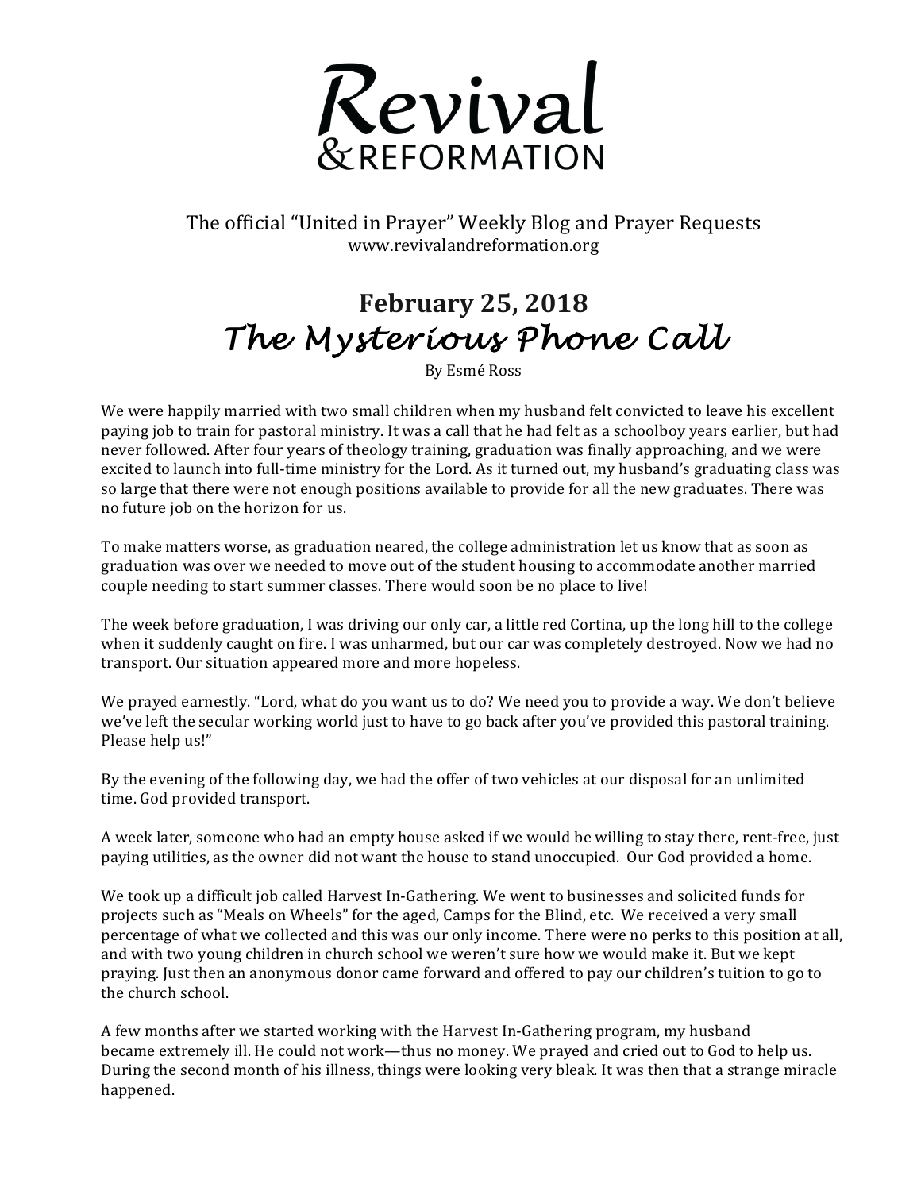# Revival & REFORMATION

The official "United in Prayer" Weekly Blog and Prayer Requests
www.revivalandreformation.org

## February 25, 2018
## *The Mysterious Phone Call*

By Esmé Ross

We were happily married with two small children when my husband felt convicted to leave his excellent paying job to train for pastoral ministry. It was a call that he had felt as a schoolboy years earlier, but had never followed. After four years of theology training, graduation was finally approaching, and we were excited to launch into full-time ministry for the Lord. As it turned out, my husband's graduating class was so large that there were not enough positions available to provide for all the new graduates. There was no future job on the horizon for us.

To make matters worse, as graduation neared, the college administration let us know that as soon as graduation was over we needed to move out of the student housing to accommodate another married couple needing to start summer classes. There would soon be no place to live!

The week before graduation, I was driving our only car, a little red Cortina, up the long hill to the college when it suddenly caught on fire. I was unharmed, but our car was completely destroyed. Now we had no transport. Our situation appeared more and more hopeless.

We prayed earnestly. "Lord, what do you want us to do? We need you to provide a way. We don't believe we've left the secular working world just to have to go back after you've provided this pastoral training. Please help us!"

By the evening of the following day, we had the offer of two vehicles at our disposal for an unlimited time. God provided transport.

A week later, someone who had an empty house asked if we would be willing to stay there, rent-free, just paying utilities, as the owner did not want the house to stand unoccupied. Our God provided a home.

We took up a difficult job called Harvest In-Gathering. We went to businesses and solicited funds for projects such as "Meals on Wheels" for the aged, Camps for the Blind, etc. We received a very small percentage of what we collected and this was our only income. There were no perks to this position at all, and with two young children in church school we weren't sure how we would make it. But we kept praying. Just then an anonymous donor came forward and offered to pay our children's tuition to go to the church school.

A few months after we started working with the Harvest In-Gathering program, my husband became extremely ill. He could not work—thus no money. We prayed and cried out to God to help us. During the second month of his illness, things were looking very bleak. It was then that a strange miracle happened.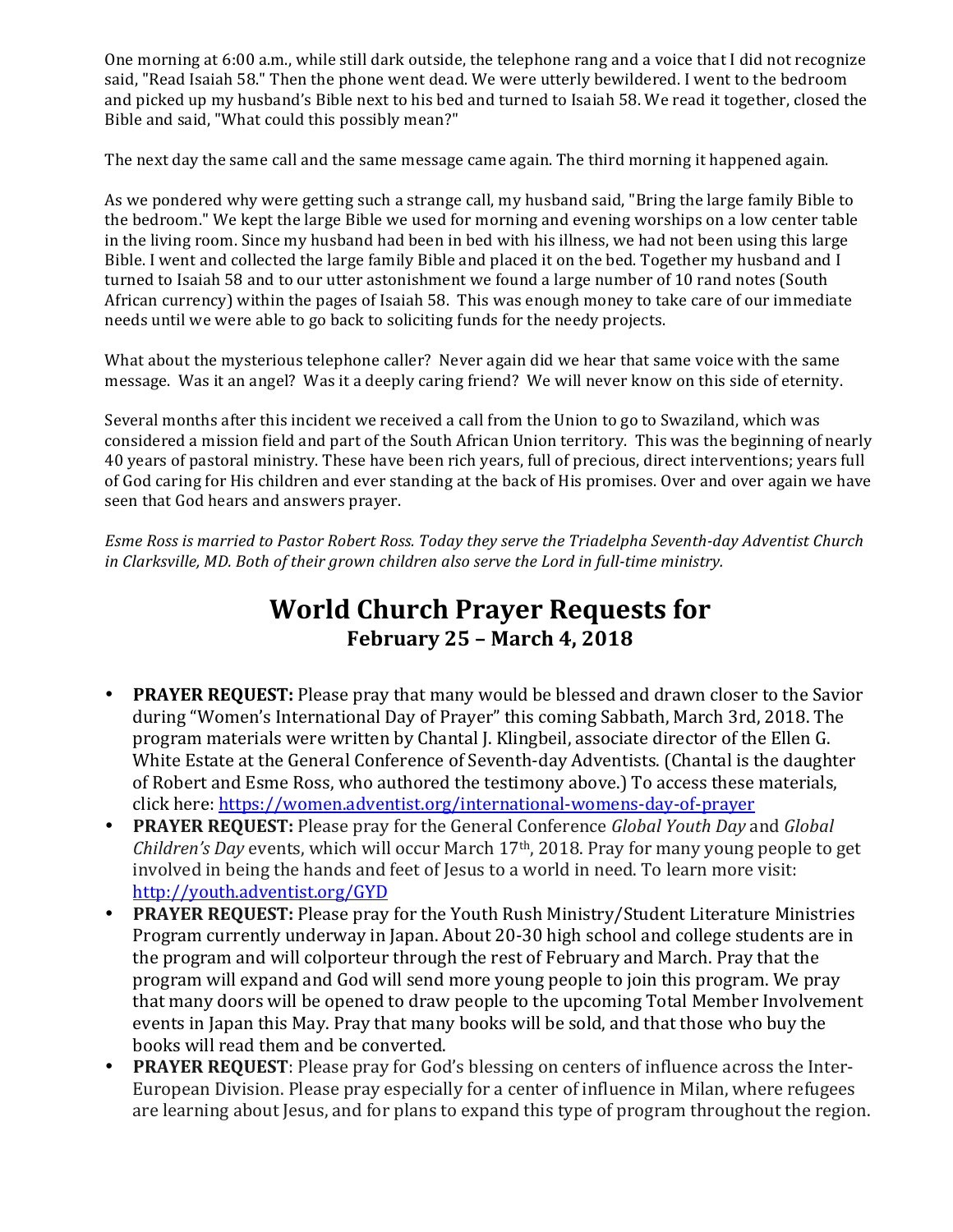One morning at 6:00 a.m., while still dark outside, the telephone rang and a voice that I did not recognize said, "Read Isaiah 58." Then the phone went dead. We were utterly bewildered. I went to the bedroom and picked up my husband's Bible next to his bed and turned to Isaiah 58. We read it together, closed the Bible and said, "What could this possibly mean?"

The next day the same call and the same message came again. The third morning it happened again.

As we pondered why were getting such a strange call, my husband said, "Bring the large family Bible to the bedroom." We kept the large Bible we used for morning and evening worships on a low center table in the living room. Since my husband had been in bed with his illness, we had not been using this large Bible. I went and collected the large family Bible and placed it on the bed. Together my husband and I turned to Isaiah 58 and to our utter astonishment we found a large number of 10 rand notes (South African currency) within the pages of Isaiah 58. This was enough money to take care of our immediate needs until we were able to go back to soliciting funds for the needy projects.

What about the mysterious telephone caller? Never again did we hear that same voice with the same message. Was it an angel? Was it a deeply caring friend? We will never know on this side of eternity.

Several months after this incident we received a call from the Union to go to Swaziland, which was considered a mission field and part of the South African Union territory. This was the beginning of nearly 40 years of pastoral ministry. These have been rich years, full of precious, direct interventions; years full of God caring for His children and ever standing at the back of His promises. Over and over again we have seen that God hears and answers prayer.

*Esme Ross is married to Pastor Robert Ross. Today they serve the Triadelpha Seventh-day Adventist Church in Clarksville, MD. Both of their grown children also serve the Lord in full-time ministry.*

# World Church Prayer Requests for
## February 25 – March 4, 2018

- **PRAYER REQUEST:** Please pray that many would be blessed and drawn closer to the Savior during "Women's International Day of Prayer" this coming Sabbath, March 3rd, 2018. The program materials were written by Chantal J. Klingbeil, associate director of the Ellen G. White Estate at the General Conference of Seventh-day Adventists. (Chantal is the daughter of Robert and Esme Ross, who authored the testimony above.) To access these materials, click here: https://women.adventist.org/international-womens-day-of-prayer
- **PRAYER REQUEST:** Please pray for the General Conference *Global Youth Day* and *Global Children's Day* events, which will occur March 17th, 2018. Pray for many young people to get involved in being the hands and feet of Jesus to a world in need. To learn more visit: http://youth.adventist.org/GYD
- **PRAYER REQUEST:** Please pray for the Youth Rush Ministry/Student Literature Ministries Program currently underway in Japan. About 20-30 high school and college students are in the program and will colporteur through the rest of February and March. Pray that the program will expand and God will send more young people to join this program. We pray that many doors will be opened to draw people to the upcoming Total Member Involvement events in Japan this May. Pray that many books will be sold, and that those who buy the books will read them and be converted.
- **PRAYER REQUEST**: Please pray for God's blessing on centers of influence across the Inter-European Division. Please pray especially for a center of influence in Milan, where refugees are learning about Jesus, and for plans to expand this type of program throughout the region.